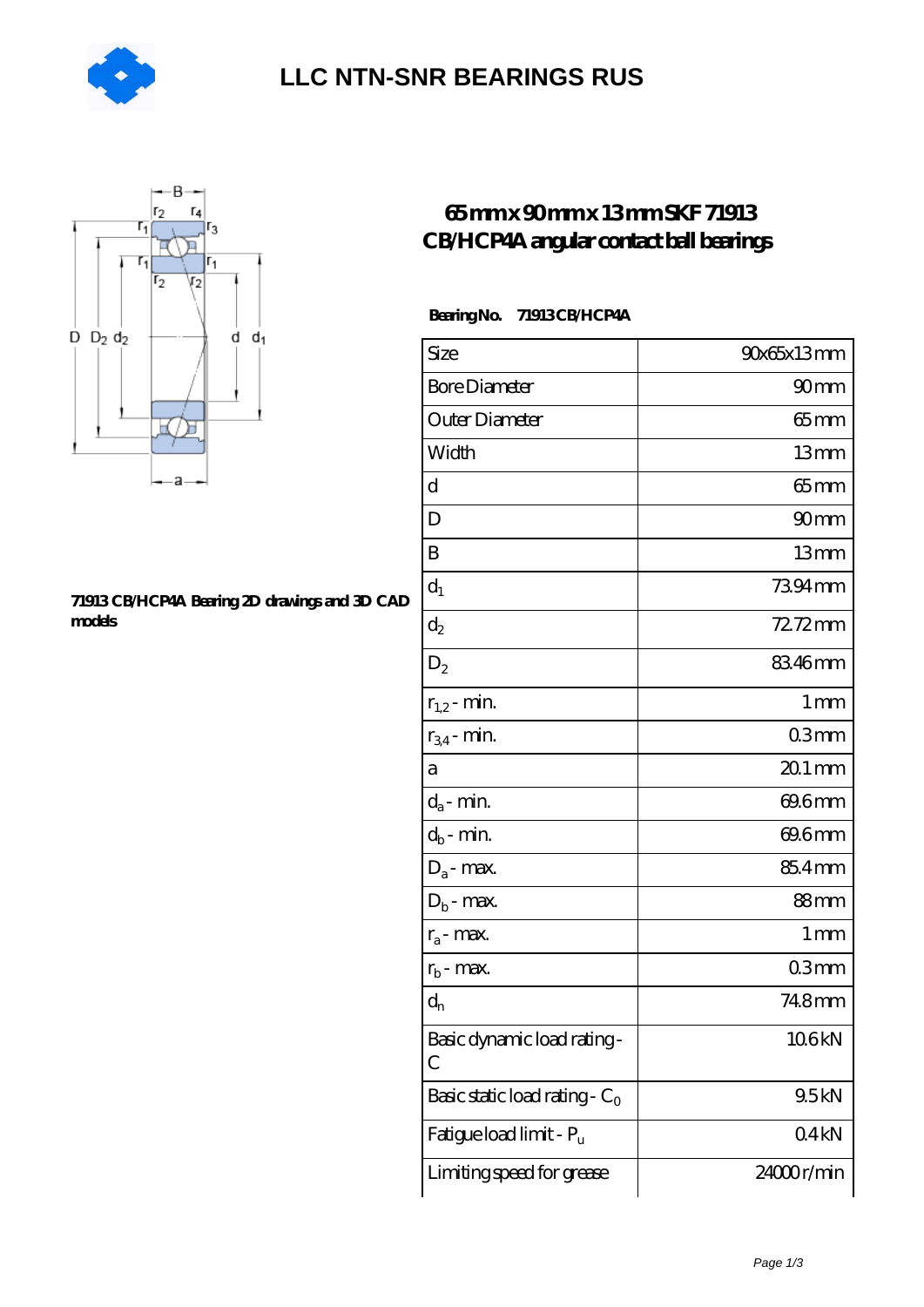# LLC NTN-SNR BEARINGS RUS

## 65 mm x 90 mm x 13 mm SKF 71913 CB/HCP4A angular contact ball bearings

71913 CB/HCP4A Bearing 2D drawings and 3D CAD models

**Bearing No.** 71913 CB/HCP4A

| Size | 90x65x13 mm |
|---|---|
| Bore Diameter | 90 mm |
| Outer Diameter | 65 mm |
| Width | 13 mm |
| d | 65 mm |
| D | 90 mm |
| B | 13 mm |
| $d_1$ | 73.94 mm |
| $d_2$ | 72.72 mm |
| $D_2$ | 83.46 mm |
| $r_{1,2}$ - min. | 1 mm |
| $r_{3,4}$ - min. | 0.3 mm |
| a | 20.1 mm |
| $d_a$ - min. | 69.6 mm |
| $d_b$ - min. | 69.6 mm |
| $D_a$ - max. | 85.4 mm |
| $D_b$ - max. | 88 mm |
| $r_a$ - max. | 1 mm |
| $r_b$ - max. | 0.3 mm |
| $d_n$ | 74.8 mm |
| Basic dynamic load rating - C | 10.6 kN |
| Basic static load rating - $C_0$ | 9.5 kN |
| Fatigue load limit - $P_u$ | 0.4 kN |
| Limiting speed for grease | 24000 r/min |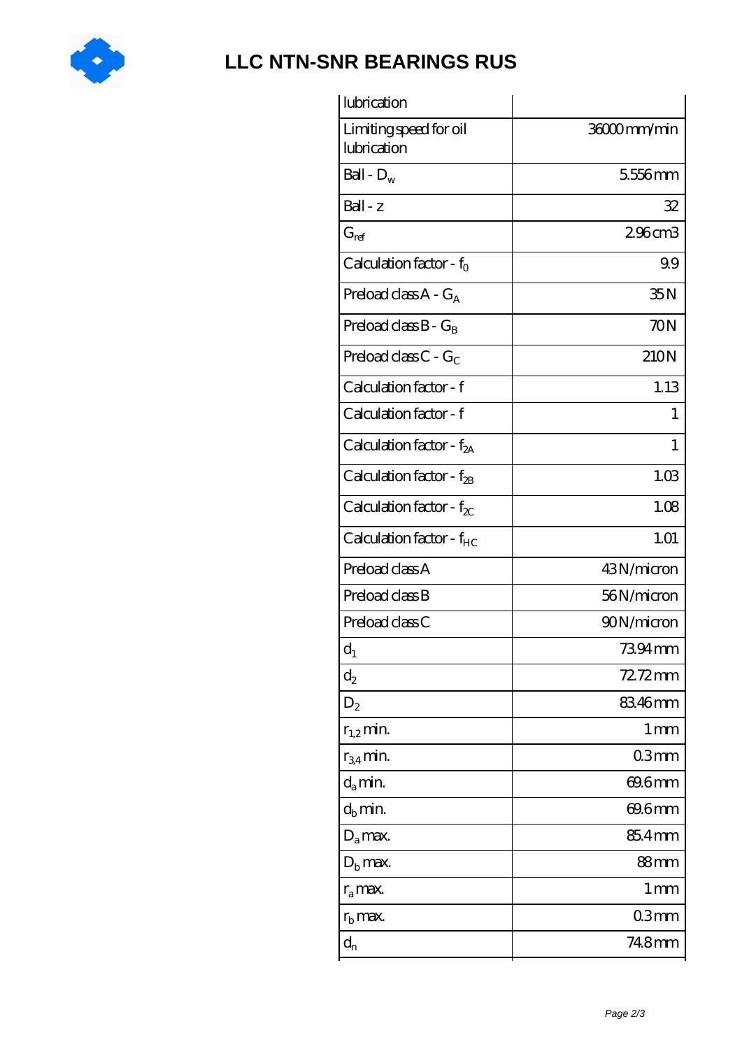| lubrication | |
|---|---|
| Limiting speed for oil lubrication | 36000 mm/min |
| Ball - $D_w$ | 5.556 mm |
| Ball - z | 32 |
| $G_{ref}$ | 2.96 cm3 |
| Calculation factor - $f_0$ | 9.9 |
| Preload class A - $G_A$ | 35 N |
| Preload class B - $G_B$ | 70 N |
| Preload class C - $G_C$ | 210 N |
| Calculation factor - f | 1.13 |
| Calculation factor - f | 1 |
| Calculation factor - $f_{2A}$ | 1 |
| Calculation factor - $f_{2B}$ | 1.03 |
| Calculation factor - $f_{2C}$ | 1.08 |
| Calculation factor - $f_{HC}$ | 1.01 |
| Preload class A | 43 N/micron |
| Preload class B | 56 N/micron |
| Preload class C | 90 N/micron |
| $d_1$ | 73.94 mm |
| $d_2$ | 72.72 mm |
| $D_2$ | 83.46 mm |
| $r_{1,2}$ min. | 1 mm |
| $r_{3,4}$ min. | 0.3 mm |
| $d_a$ min. | 69.6 mm |
| $d_b$ min. | 69.6 mm |
| $D_a$ max. | 85.4 mm |
| $D_b$ max. | 88 mm |
| $r_a$ max. | 1 mm |
| $r_b$ max. | 0.3 mm |
| $d_n$ | 74.8 mm |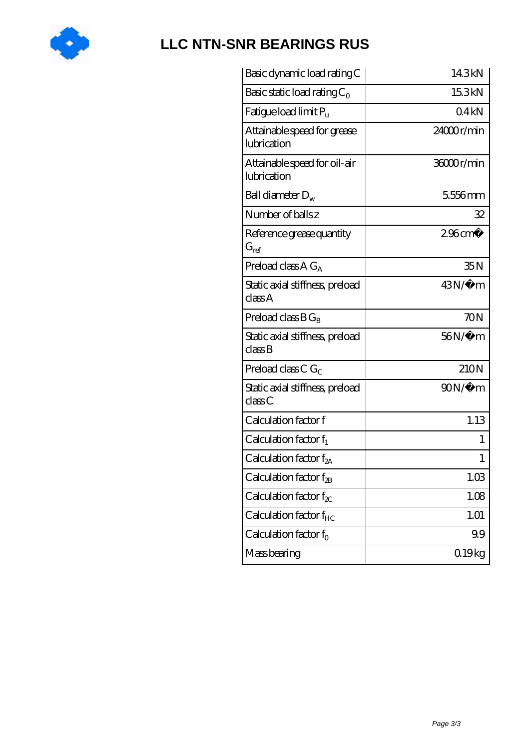# LLC NTN-SNR BEARINGS RUS

| | |
|---|---|
| Basic dynamic load rating C | 14.3 kN |
| Basic static load rating $C_0$ | 15.3 kN |
| Fatigue load limit $P_u$ | 0.4 kN |
| Attainable speed for grease lubrication | 24000 r/min |
| Attainable speed for oil-air lubrication | 36000 r/min |
| Ball diameter $D_w$ | 5.556 mm |
| Number of balls z | 32 |
| Reference grease quantity $G_{ref}$ | 2.96 cm� |
| Preload class A $G_A$ | 35 N |
| Static axial stiffness, preload class A | 43 N/�m |
| Preload class B $G_B$ | 70 N |
| Static axial stiffness, preload class B | 56 N/�m |
| Preload class C $G_C$ | 210 N |
| Static axial stiffness, preload class C | 90 N/�m |
| Calculation factor f | 1.13 |
| Calculation factor $f_1$ | 1 |
| Calculation factor $f_{2A}$ | 1 |
| Calculation factor $f_{2B}$ | 1.03 |
| Calculation factor $f_{2C}$ | 1.08 |
| Calculation factor $f_{HC}$ | 1.01 |
| Calculation factor $f_0$ | 9.9 |
| Mass bearing | 0.19 kg |